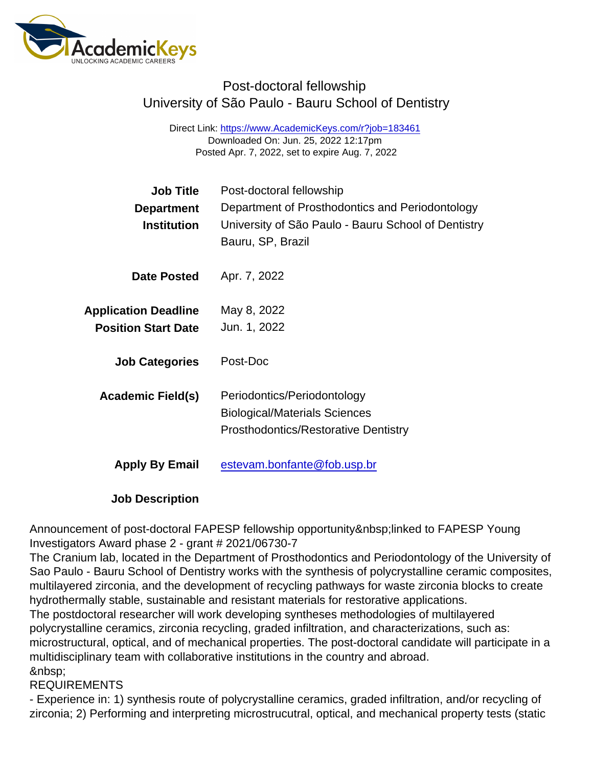# Post-doctoral fellowship
## University of São Paulo - Bauru School of Dentistry

Direct Link: https://www.AcademicKeys.com/r?job=183461
Downloaded On: Jun. 25, 2022 12:17pm
Posted Apr. 7, 2022, set to expire Aug. 7, 2022

**Job Title** Post-doctoral fellowship

**Department** Department of Prosthodontics and Periodontology

**Institution** University of São Paulo - Bauru School of Dentistry
Bauru, SP, Brazil

**Date Posted** Apr. 7, 2022

**Application Deadline** May 8, 2022

**Position Start Date** Jun. 1, 2022

**Job Categories** Post-Doc

**Academic Field(s)** Periodontics/Periodontology
Biological/Materials Sciences
Prosthodontics/Restorative Dentistry

**Apply By Email** estevam.bonfante@fob.usp.br

**Job Description**

Announcement of post-doctoral FAPESP fellowship opportunity&nbsp;linked to FAPESP Young Investigators Award phase 2 - grant # 2021/06730-7

The Cranium lab, located in the Department of Prosthodontics and Periodontology of the University of Sao Paulo - Bauru School of Dentistry works with the synthesis of polycrystalline ceramic composites, multilayered zirconia, and the development of recycling pathways for waste zirconia blocks to create hydrothermally stable, sustainable and resistant materials for restorative applications.

The postdoctoral researcher will work developing syntheses methodologies of multilayered polycrystalline ceramics, zirconia recycling, graded infiltration, and characterizations, such as: microstructural, optical, and of mechanical properties. The post-doctoral candidate will participate in a multidisciplinary team with collaborative institutions in the country and abroad.

&nbsp;

REQUIREMENTS

- Experience in: 1) synthesis route of polycrystalline ceramics, graded infiltration, and/or recycling of zirconia; 2) Performing and interpreting microstrucutral, optical, and mechanical property tests (static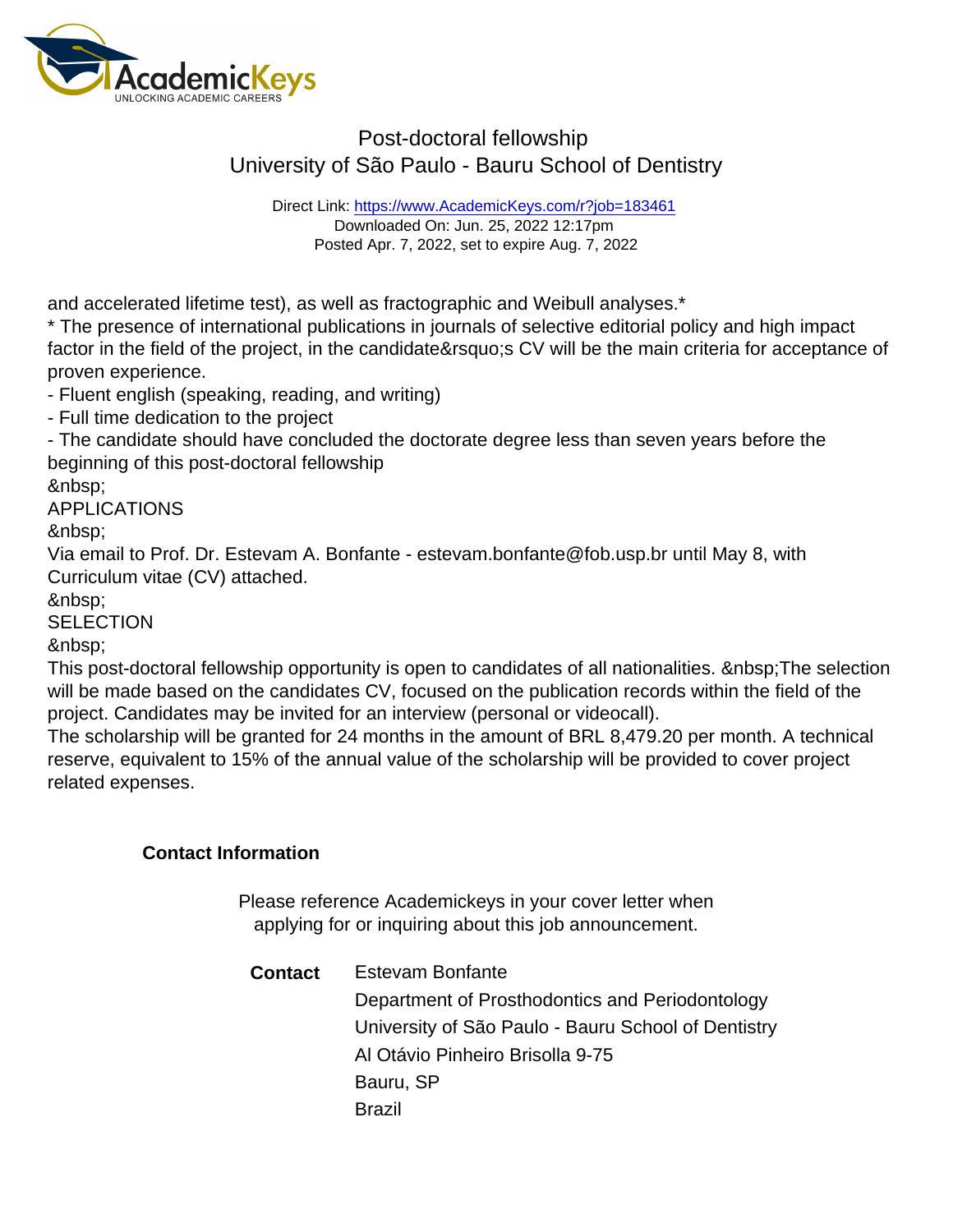and accelerated lifetime test), as well as fractographic and Weibull analyses.*

* The presence of international publications in journals of selective editorial policy and high impact factor in the field of the project, in the candidate&rsquo;s CV will be the main criteria for acceptance of proven experience.

- Fluent english (speaking, reading, and writing)
- Full time dedication to the project
- The candidate should have concluded the doctorate degree less than seven years before the beginning of this post-doctoral fellowship

&nbsp;

APPLICATIONS

&nbsp;

Via email to Prof. Dr. Estevam A. Bonfante - estevam.bonfante@fob.usp.br until May 8, with Curriculum vitae (CV) attached.

&nbsp;

SELECTION

&nbsp;

This post-doctoral fellowship opportunity is open to candidates of all nationalities. &nbsp;The selection will be made based on the candidates CV, focused on the publication records within the field of the project. Candidates may be invited for an interview (personal or videocall).

The scholarship will be granted for 24 months in the amount of BRL 8,479.20 per month. A technical reserve, equivalent to 15% of the annual value of the scholarship will be provided to cover project related expenses.

### Contact Information

Please reference Academickeys in your cover letter when applying for or inquiring about this job announcement.

**Contact**

Estevam Bonfante
Department of Prosthodontics and Periodontology
University of São Paulo - Bauru School of Dentistry
Al Otávio Pinheiro Brisolla 9-75
Bauru, SP
Brazil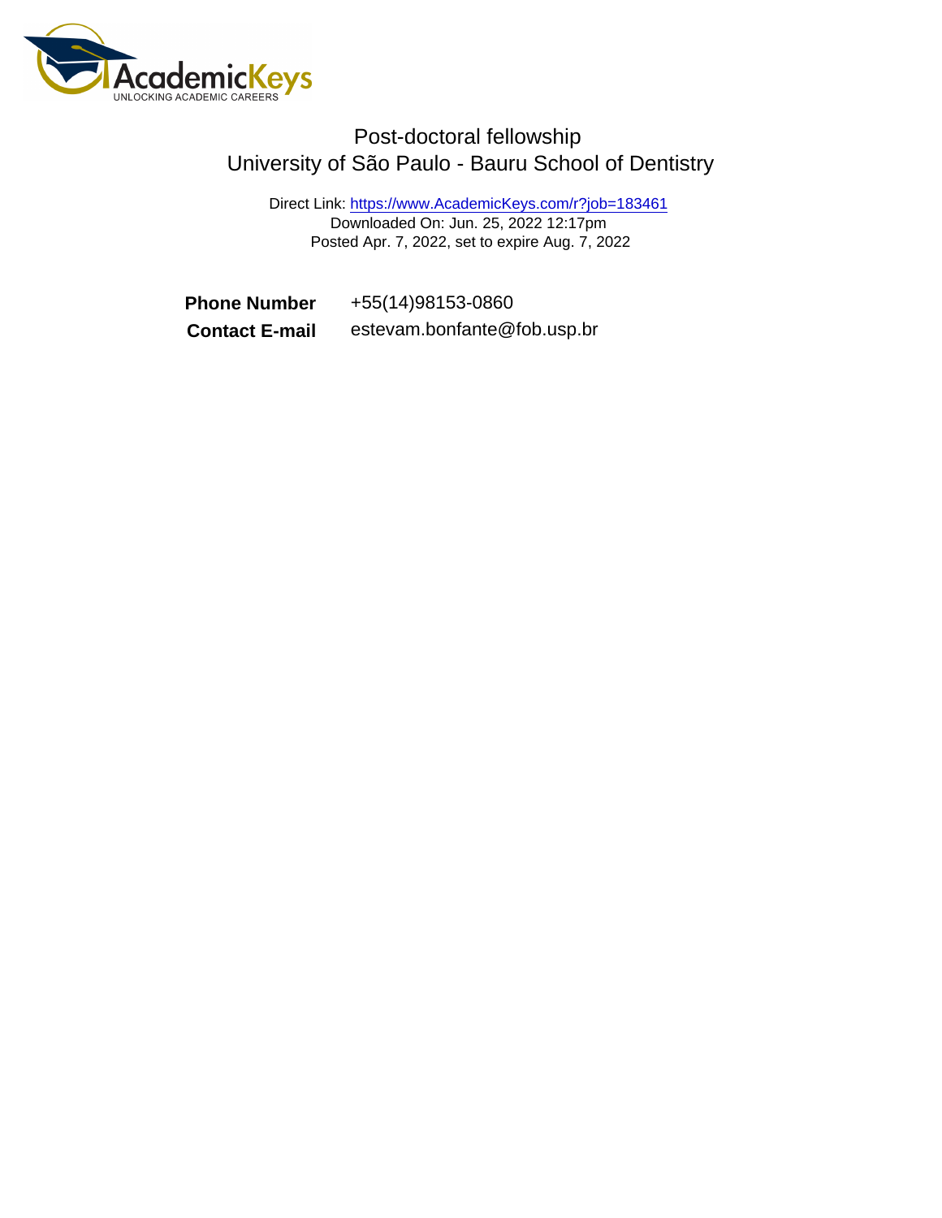Post-doctoral fellowship
University of São Paulo - Bauru School of Dentistry

Direct Link: https://www.AcademicKeys.com/r?job=183461
Downloaded On: Jun. 25, 2022 12:17pm
Posted Apr. 7, 2022, set to expire Aug. 7, 2022

| | |
|---|---|
| **Phone Number** | +55(14)98153-0860 |
| **Contact E-mail** | estevam.bonfante@fob.usp.br |